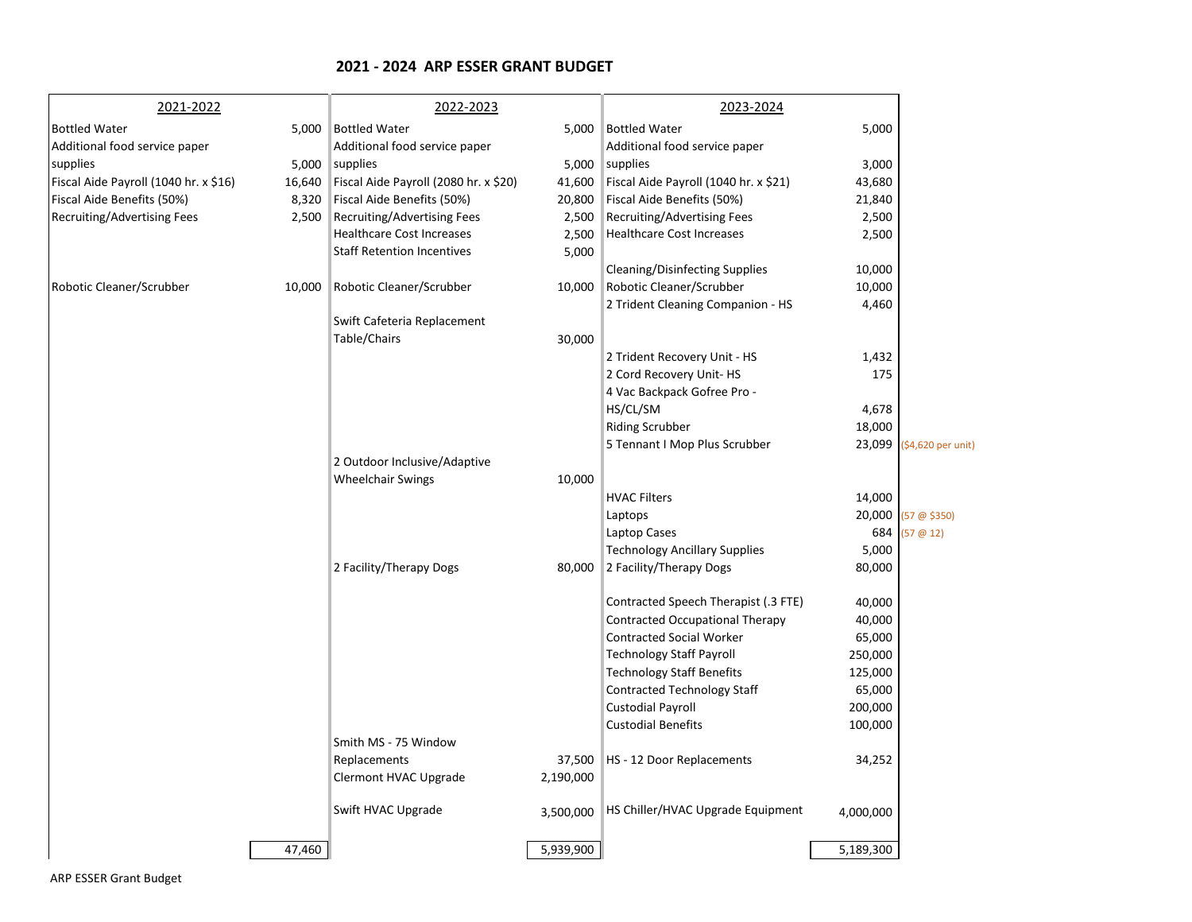# 2021 - 2024 ARP ESSER GRANT BUDGET

| 2021-2022 | | 2022-2023 | | 2023-2024 | | |
|---|---|---|---|---|---|---|
| Bottled Water | 5,000 | Bottled Water | 5,000 | Bottled Water | 5,000 | |
| Additional food service paper supplies | 5,000 | Additional food service paper supplies | 5,000 | Additional food service paper supplies | 3,000 | |
| Fiscal Aide Payroll (1040 hr. x $16) | 16,640 | Fiscal Aide Payroll (2080 hr. x $20) | 41,600 | Fiscal Aide Payroll (1040 hr. x $21) | 43,680 | |
| Fiscal Aide Benefits (50%) | 8,320 | Fiscal Aide Benefits (50%) | 20,800 | Fiscal Aide Benefits (50%) | 21,840 | |
| Recruiting/Advertising Fees | 2,500 | Recruiting/Advertising Fees | 2,500 | Recruiting/Advertising Fees | 2,500 | |
| | | Healthcare Cost Increases | 2,500 | Healthcare Cost Increases | 2,500 | |
| | | Staff Retention Incentives | 5,000 | | | |
| | | | | Cleaning/Disinfecting Supplies | 10,000 | |
| Robotic Cleaner/Scrubber | 10,000 | Robotic Cleaner/Scrubber | 10,000 | Robotic Cleaner/Scrubber | 10,000 | |
| | | | | 2 Trident Cleaning Companion - HS | 4,460 | |
| | | Swift Cafeteria Replacement Table/Chairs | 30,000 | | | |
| | | | | 2 Trident Recovery Unit - HS | 1,432 | |
| | | | | 2 Cord Recovery Unit- HS | 175 | |
| | | | | 4 Vac Backpack Gofree Pro - HS/CL/SM | 4,678 | |
| | | | | Riding Scrubber | 18,000 | |
| | | | | 5 Tennant I Mop Plus Scrubber | 23,099 | ($4,620 per unit) |
| | | 2 Outdoor Inclusive/Adaptive Wheelchair Swings | 10,000 | | | |
| | | | | HVAC Filters | 14,000 | |
| | | | | Laptops | 20,000 | (57 @ $350) |
| | | | | Laptop Cases | 684 | (57 @ 12) |
| | | | | Technology Ancillary Supplies | 5,000 | |
| | | 2 Facility/Therapy Dogs | 80,000 | 2 Facility/Therapy Dogs | 80,000 | |
| | | | | Contracted Speech Therapist (.3 FTE) | 40,000 | |
| | | | | Contracted Occupational Therapy | 40,000 | |
| | | | | Contracted Social Worker | 65,000 | |
| | | | | Technology Staff Payroll | 250,000 | |
| | | | | Technology Staff Benefits | 125,000 | |
| | | | | Contracted Technology Staff | 65,000 | |
| | | | | Custodial Payroll | 200,000 | |
| | | | | Custodial Benefits | 100,000 | |
| | | Smith MS - 75 Window Replacements | 37,500 | HS - 12 Door Replacements | 34,252 | |
| | | Clermont HVAC Upgrade | 2,190,000 | | | |
| | | Swift HVAC Upgrade | 3,500,000 | HS Chiller/HVAC Upgrade Equipment | 4,000,000 | |
| | 47,460 | | 5,939,900 | | 5,189,300 | |

ARP ESSER Grant Budget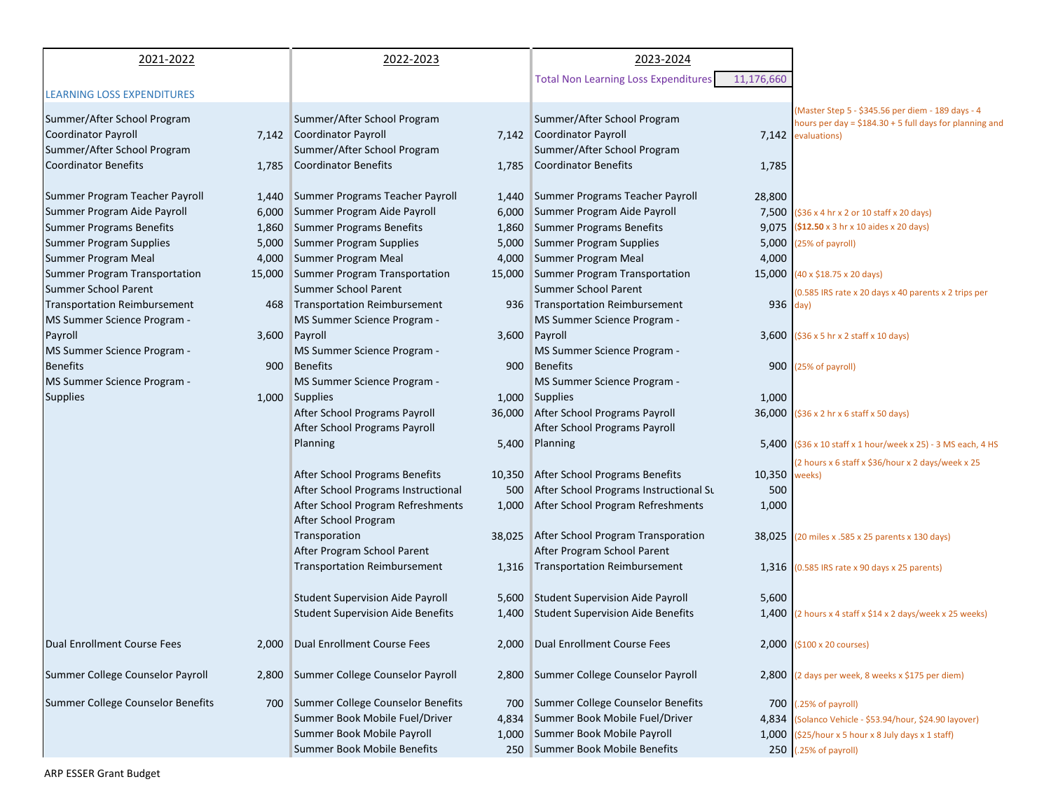| 2021-2022 | | 2022-2023 | | 2023-2024 | | |
|---|---|---|---|---|---|---|
| | | | | Total Non Learning Loss Expenditures | 11,176,660 | |
| LEARNING LOSS EXPENDITURES | | | | | | |
| Summer/After School Program Coordinator Payroll | 7,142 | Summer/After School Program Coordinator Payroll | 7,142 | Summer/After School Program Coordinator Payroll | 7,142 | (Master Step 5 - $345.56 per diem - 189 days - 4 hours per day = $184.30 + 5 full days for planning and evaluations) |
| Summer/After School Program Coordinator Benefits | 1,785 | Summer/After School Program Coordinator Benefits | 1,785 | Summer/After School Program Coordinator Benefits | 1,785 | |
| Summer Program Teacher Payroll | 1,440 | Summer Programs Teacher Payroll | 1,440 | Summer Programs Teacher Payroll | 28,800 | |
| Summer Program Aide Payroll | 6,000 | Summer Program Aide Payroll | 6,000 | Summer Program Aide Payroll | 7,500 | ($36 x 4 hr x 2 or 10 staff x 20 days) |
| Summer Programs Benefits | 1,860 | Summer Programs Benefits | 1,860 | Summer Programs Benefits | 9,075 | (**$12.50** x 3 hr x 10 aides x 20 days) |
| Summer Program Supplies | 5,000 | Summer Program Supplies | 5,000 | Summer Program Supplies | 5,000 | (25% of payroll) |
| Summer Program Meal | 4,000 | Summer Program Meal | 4,000 | Summer Program Meal | 4,000 | |
| Summer Program Transportation | 15,000 | Summer Program Transportation | 15,000 | Summer Program Transportation | 15,000 | (40 x $18.75 x 20 days) |
| Summer School Parent Transportation Reimbursement | 468 | Summer School Parent Transportation Reimbursement | 936 | Summer School Parent Transportation Reimbursement | 936 | (0.585 IRS rate x 20 days x 40 parents x 2 trips per day) |
| MS Summer Science Program - Payroll | 3,600 | MS Summer Science Program - Payroll | 3,600 | MS Summer Science Program - Payroll | 3,600 | ($36 x 5 hr x 2 staff x 10 days) |
| MS Summer Science Program - Benefits | 900 | MS Summer Science Program - Benefits | 900 | MS Summer Science Program - Benefits | 900 | (25% of payroll) |
| MS Summer Science Program - Supplies | 1,000 | MS Summer Science Program - Supplies | 1,000 | MS Summer Science Program - Supplies | 1,000 | |
| | | After School Programs Payroll | 36,000 | After School Programs Payroll | 36,000 | ($36 x 2 hr x 6 staff x 50 days) |
| | | After School Programs Payroll Planning | 5,400 | After School Programs Payroll Planning | 5,400 | ($36 x 10 staff x 1 hour/week x 25) - 3 MS each, 4 HS |
| | | After School Programs Benefits | 10,350 | After School Programs Benefits | 10,350 | (2 hours x 6 staff x $36/hour x 2 days/week x 25 weeks) |
| | | After School Programs Instructional | 500 | After School Programs Instructional Su | 500 | |
| | | After School Program Refreshments | 1,000 | After School Program Refreshments | 1,000 | |
| | | After School Program Transporation | 38,025 | After School Program Transporation | 38,025 | (20 miles x .585 x 25 parents x 130 days) |
| | | After Program School Parent Transportation Reimbursement | 1,316 | After Program School Parent Transportation Reimbursement | 1,316 | (0.585 IRS rate x 90 days x 25 parents) |
| | | Student Supervision Aide Payroll | 5,600 | Student Supervision Aide Payroll | 5,600 | |
| | | Student Supervision Aide Benefits | 1,400 | Student Supervision Aide Benefits | 1,400 | (2 hours x 4 staff x $14 x 2 days/week x 25 weeks) |
| Dual Enrollment Course Fees | 2,000 | Dual Enrollment Course Fees | 2,000 | Dual Enrollment Course Fees | 2,000 | ($100 x 20 courses) |
| Summer College Counselor Payroll | 2,800 | Summer College Counselor Payroll | 2,800 | Summer College Counselor Payroll | 2,800 | (2 days per week, 8 weeks x $175 per diem) |
| Summer College Counselor Benefits | 700 | Summer College Counselor Benefits | 700 | Summer College Counselor Benefits | 700 | (.25% of payroll) |
| | | Summer Book Mobile Fuel/Driver | 4,834 | Summer Book Mobile Fuel/Driver | 4,834 | (Solanco Vehicle - $53.94/hour, $24.90 layover) |
| | | Summer Book Mobile Payroll | 1,000 | Summer Book Mobile Payroll | 1,000 | ($25/hour x 5 hour x 8 July days x 1 staff) |
| | | Summer Book Mobile Benefits | 250 | Summer Book Mobile Benefits | 250 | (.25% of payroll) |

ARP ESSER Grant Budget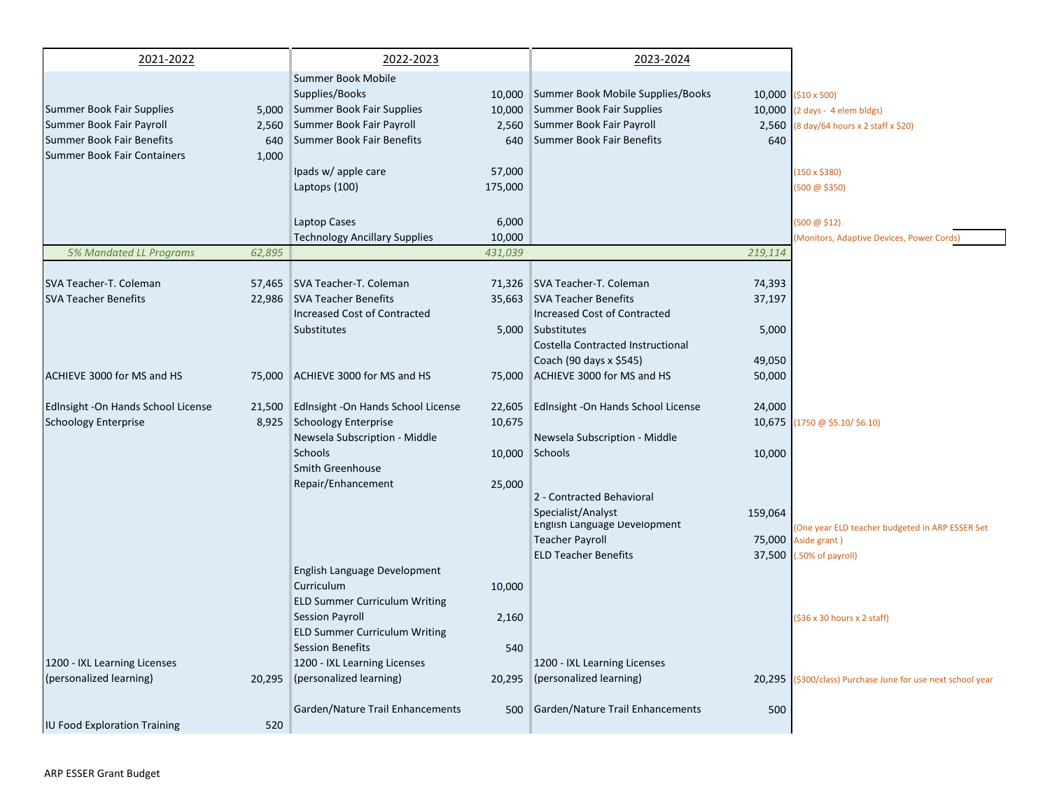| 2021-2022 | | 2022-2023 | | 2023-2024 | | |
|---|---|---|---|---|---|---|
| | | Summer Book Mobile Supplies/Books | 10,000 | Summer Book Mobile Supplies/Books | 10,000 | ($10 x 500) |
| Summer Book Fair Supplies | 5,000 | Summer Book Fair Supplies | 10,000 | Summer Book Fair Supplies | 10,000 | (2 days - 4 elem bldgs) |
| Summer Book Fair Payroll | 2,560 | Summer Book Fair Payroll | 2,560 | Summer Book Fair Payroll | 2,560 | (8 day/64 hours x 2 staff x $20) |
| Summer Book Fair Benefits | 640 | Summer Book Fair Benefits | 640 | Summer Book Fair Benefits | 640 | |
| Summer Book Fair Containers | 1,000 | | | | | |
| | | Ipads w/ apple care | 57,000 | | | (150 x $380) |
| | | Laptops (100) | 175,000 | | | (500 @ $350) |
| | | Laptop Cases | 6,000 | | | (500 @ $12) |
| | | Technology Ancillary Supplies | 10,000 | | | (Monitors, Adaptive Devices, Power Cords) |
| *5% Mandated LL Programs* | *62,895* | | *431,039* | | *219,114* | |
| SVA Teacher-T. Coleman | 57,465 | SVA Teacher-T. Coleman | 71,326 | SVA Teacher-T. Coleman | 74,393 | |
| SVA Teacher Benefits | 22,986 | SVA Teacher Benefits | 35,663 | SVA Teacher Benefits | 37,197 | |
| | | Increased Cost of Contracted Substitutes | 5,000 | Increased Cost of Contracted Substitutes | 5,000 | |
| | | | | Costella Contracted Instructional Coach (90 days x $545) | 49,050 | |
| ACHIEVE 3000 for MS and HS | 75,000 | ACHIEVE 3000 for MS and HS | 75,000 | ACHIEVE 3000 for MS and HS | 50,000 | |
| EdInsight -On Hands School License | 21,500 | EdInsight -On Hands School License | 22,605 | EdInsight -On Hands School License | 24,000 | |
| Schoology Enterprise | 8,925 | Schoology Enterprise | 10,675 | | 10,675 | (1750 @ $5.10/ $6.10) |
| | | Newsela Subscription - Middle Schools | 10,000 | Newsela Subscription - Middle Schools | 10,000 | |
| | | Smith Greenhouse Repair/Enhancement | 25,000 | | | |
| | | | | 2 - Contracted Behavioral Specialist/Analyst | 159,064 | |
| | | | | English Language Development Teacher Payroll | 75,000 | (One year ELD teacher budgeted in ARP ESSER Set Aside grant ) |
| | | | | ELD Teacher Benefits | 37,500 | (.50% of payroll) |
| | | English Language Development Curriculum | 10,000 | | | |
| | | ELD Summer Curriculum Writing Session Payroll | 2,160 | | | ($36 x 30 hours x 2 staff) |
| | | ELD Summer Curriculum Writing Session Benefits | 540 | | | |
| 1200 - IXL Learning Licenses (personalized learning) | 20,295 | 1200 - IXL Learning Licenses (personalized learning) | 20,295 | 1200 - IXL Learning Licenses (personalized learning) | 20,295 | ($300/class) Purchase June for use next school year |
| | | Garden/Nature Trail Enhancements | 500 | Garden/Nature Trail Enhancements | 500 | |
| IU Food Exploration Training | 520 | | | | | |

ARP ESSER Grant Budget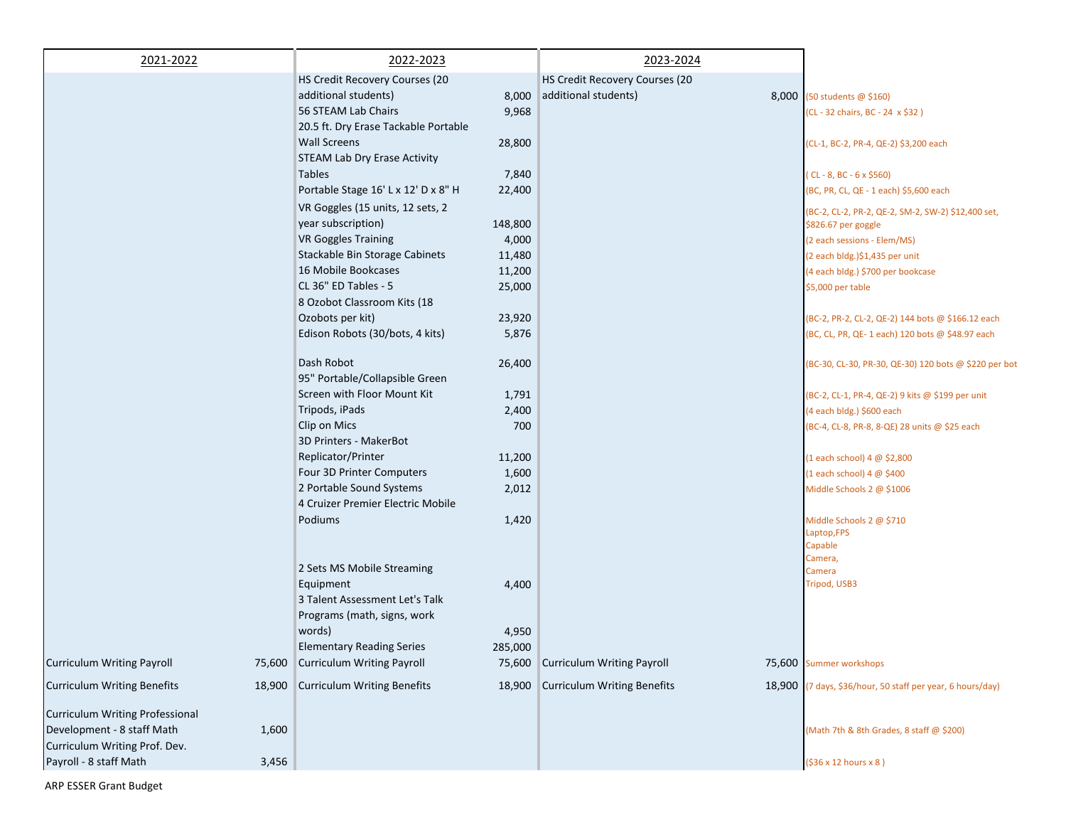| 2021-2022 | | 2022-2023 | | 2023-2024 | | |
|---|---|---|---|---|---|---|
| | | HS Credit Recovery Courses (20 additional students) | 8,000 | HS Credit Recovery Courses (20 additional students) | 8,000 | (50 students @ $160) |
| | | 56 STEAM Lab Chairs | 9,968 | | | (CL - 32 chairs, BC - 24 x $32 ) |
| | | 20.5 ft. Dry Erase Tackable Portable Wall Screens | 28,800 | | | (CL-1, BC-2, PR-4, QE-2) $3,200 each |
| | | STEAM Lab Dry Erase Activity Tables | 7,840 | | | ( CL - 8, BC - 6 x $560) |
| | | Portable Stage 16' L x 12' D x 8" H | 22,400 | | | (BC, PR, CL, QE - 1 each) $5,600 each |
| | | VR Goggles (15 units, 12 sets, 2 year subscription) | 148,800 | | | (BC-2, CL-2, PR-2, QE-2, SM-2, SW-2) $12,400 set, $826.67 per goggle |
| | | VR Goggles Training | 4,000 | | | (2 each sessions - Elem/MS) |
| | | Stackable Bin Storage Cabinets | 11,480 | | | (2 each bldg.)$1,435 per unit |
| | | 16 Mobile Bookcases | 11,200 | | | (4 each bldg.) $700 per bookcase |
| | | CL 36" ED Tables - 5 | 25,000 | | | $5,000 per table |
| | | 8 Ozobot Classroom Kits (18 Ozobots per kit) | 23,920 | | | (BC-2, PR-2, CL-2, QE-2) 144 bots @ $166.12 each |
| | | Edison Robots (30/bots, 4 kits) | 5,876 | | | (BC, CL, PR, QE- 1 each) 120 bots @ $48.97 each |
| | | Dash Robot | 26,400 | | | (BC-30, CL-30, PR-30, QE-30) 120 bots @ $220 per bot |
| | | 95" Portable/Collapsible Green Screen with Floor Mount Kit | 1,791 | | | (BC-2, CL-1, PR-4, QE-2) 9 kits @ $199 per unit |
| | | Tripods, iPads | 2,400 | | | (4 each bldg.) $600 each |
| | | Clip on Mics | 700 | | | (BC-4, CL-8, PR-8, 8-QE) 28 units @ $25 each |
| | | 3D Printers - MakerBot Replicator/Printer | 11,200 | | | (1 each school) 4 @ $2,800 |
| | | Four 3D Printer Computers | 1,600 | | | (1 each school) 4 @ $400 |
| | | 2 Portable Sound Systems | 2,012 | | | Middle Schools 2 @ $1006 |
| | | 4 Cruizer Premier Electric Mobile Podiums | 1,420 | | | Middle Schools 2 @ $710 |
| | | 2 Sets MS Mobile Streaming Equipment | 4,400 | | | Laptop,FPS Capable Camera, Camera Tripod, USB3 |
| | | 3 Talent Assessment Let's Talk Programs (math, signs, work words) | 4,950 | | | |
| | | Elementary Reading Series | 285,000 | | | |
| Curriculum Writing Payroll | 75,600 | Curriculum Writing Payroll | 75,600 | Curriculum Writing Payroll | 75,600 | Summer workshops |
| Curriculum Writing Benefits | 18,900 | Curriculum Writing Benefits | 18,900 | Curriculum Writing Benefits | 18,900 | (7 days, $36/hour, 50 staff per year, 6 hours/day) |
| Curriculum Writing Professional Development - 8 staff Math | 1,600 | | | | | (Math 7th & 8th Grades, 8 staff @ $200) |
| Curriculum Writing Prof. Dev. Payroll - 8 staff Math | 3,456 | | | | | ($36 x 12 hours x 8 ) |

ARP ESSER Grant Budget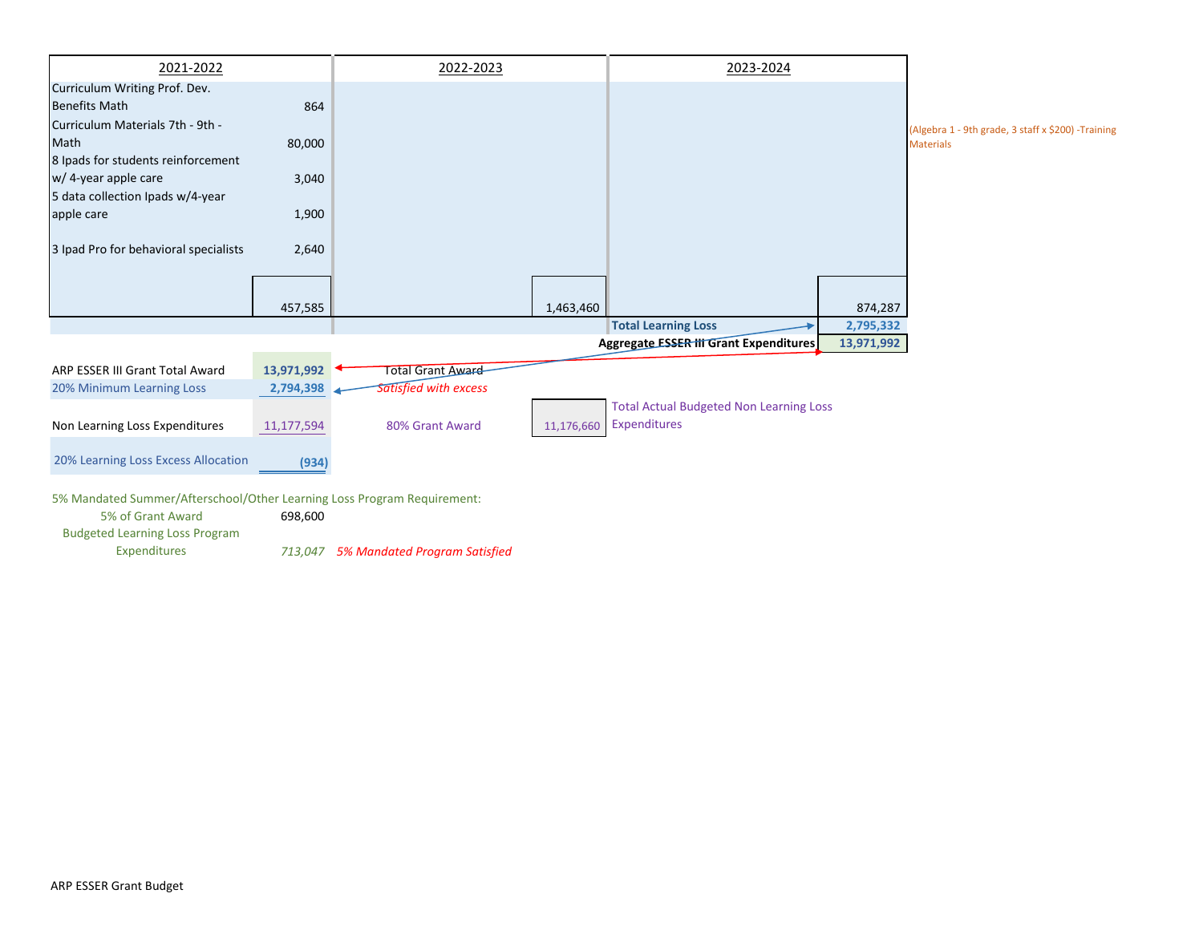| 2021-2022 | | 2022-2023 | | 2023-2024 | |
|---|---|---|---|---|---|
| Curriculum Writing Prof. Dev. Benefits Math | 864 | | | | |
| Curriculum Materials 7th - 9th - Math | 80,000 | | | | |
| 8 Ipads for students reinforcement w/ 4-year apple care | 3,040 | | | | |
| 5 data collection Ipads w/4-year apple care | 1,900 | | | | |
| 3 Ipad Pro for behavioral specialists | 2,640 | | | | |
| | 457,585 | | 1,463,460 | | 874,287 |
| | | | | **Total Learning Loss** | **2,795,332** |
| | | | | **Aggregate ESSER III Grant Expenditures** | **13,971,992** |

(Algebra 1 - 9th grade, 3 staff x $200) -Training Materials

| | | | | |
|---|---|---|---|---|
| ARP ESSER III Grant Total Award | **13,971,992** | Total Grant Award | | |
| 20% Minimum Learning Loss | **2,794,398** | *Satisfied with excess* | | |
| Non Learning Loss Expenditures | 11,177,594 | 80% Grant Award | 11,176,660 | Total Actual Budgeted Non Learning Loss Expenditures |
| 20% Learning Loss Excess Allocation | **(934)** | | | |

5% Mandated Summer/Afterschool/Other Learning Loss Program Requirement:

| | | |
|---|---|---|
| 5% of Grant Award | 698,600 | |
| Budgeted Learning Loss Program Expenditures | *713,047* | *5% Mandated Program Satisfied* |

ARP ESSER Grant Budget